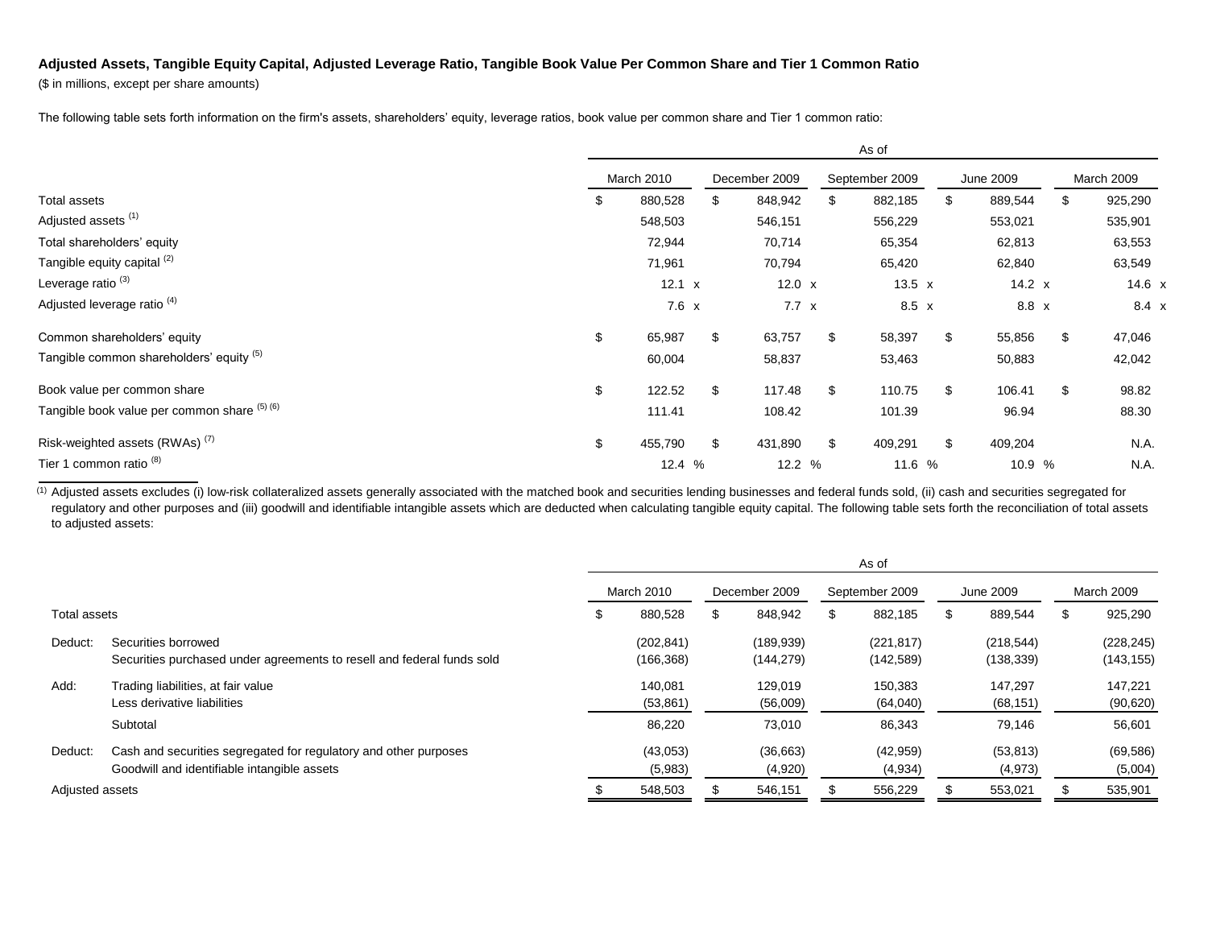**Adjusted Assets, Tangible Equity Capital, Adjusted Leverage Ratio, Tangible Book Value Per Common Share and Tier 1 Common Ratio**

($ in millions, except per share amounts)

The following table sets forth information on the firm's assets, shareholders' equity, leverage ratios, book value per common share and Tier 1 common ratio:

| | As of | | | | |
|---|---|---|---|---|---|
| | March 2010 | December 2009 | September 2009 | June 2009 | March 2009 |
| Total assets | $ 880,528 | $ 848,942 | $ 882,185 | $ 889,544 | $ 925,290 |
| Adjusted assets [(1)] | 548,503 | 546,151 | 556,229 | 553,021 | 535,901 |
| Total shareholders' equity | 72,944 | 70,714 | 65,354 | 62,813 | 63,553 |
| Tangible equity capital [(2)] | 71,961 | 70,794 | 65,420 | 62,840 | 63,549 |
| Leverage ratio [(3)] | 12.1 x | 12.0 x | 13.5 x | 14.2 x | 14.6 x |
| Adjusted leverage ratio [(4)] | 7.6 x | 7.7 x | 8.5 x | 8.8 x | 8.4 x |
| Common shareholders' equity | $ 65,987 | $ 63,757 | $ 58,397 | $ 55,856 | $ 47,046 |
| Tangible common shareholders' equity [(5)] | 60,004 | 58,837 | 53,463 | 50,883 | 42,042 |
| Book value per common share | $ 122.52 | $ 117.48 | $ 110.75 | $ 106.41 | $ 98.82 |
| Tangible book value per common share [(5) (6)] | 111.41 | 108.42 | 101.39 | 96.94 | 88.30 |
| Risk-weighted assets (RWAs) [(7)] | $ 455,790 | $ 431,890 | $ 409,291 | $ 409,204 | N.A. |
| Tier 1 common ratio [(8)] | 12.4 % | 12.2 % | 11.6 % | 10.9 % | N.A. |

[(1)] Adjusted assets excludes (i) low-risk collateralized assets generally associated with the matched book and securities lending businesses and federal funds sold, (ii) cash and securities segregated for regulatory and other purposes and (iii) goodwill and identifiable intangible assets which are deducted when calculating tangible equity capital. The following table sets forth the reconciliation of total assets to adjusted assets:

| | | As of | | | | |
|---|---|---|---|---|---|---|
| | | March 2010 | December 2009 | September 2009 | June 2009 | March 2009 |
| Total assets | | $ 880,528 | $ 848,942 | $ 882,185 | $ 889,544 | $ 925,290 |
| Deduct: | Securities borrowed | (202,841) | (189,939) | (221,817) | (218,544) | (228,245) |
| | Securities purchased under agreements to resell and federal funds sold | (166,368) | (144,279) | (142,589) | (138,339) | (143,155) |
| Add: | Trading liabilities, at fair value | 140,081 | 129,019 | 150,383 | 147,297 | 147,221 |
| | Less derivative liabilities | (53,861) | (56,009) | (64,040) | (68,151) | (90,620) |
| | Subtotal | 86,220 | 73,010 | 86,343 | 79,146 | 56,601 |
| Deduct: | Cash and securities segregated for regulatory and other purposes | (43,053) | (36,663) | (42,959) | (53,813) | (69,586) |
| | Goodwill and identifiable intangible assets | (5,983) | (4,920) | (4,934) | (4,973) | (5,004) |
| Adjusted assets | | $ 548,503 | $ 546,151 | $ 556,229 | $ 553,021 | $ 535,901 |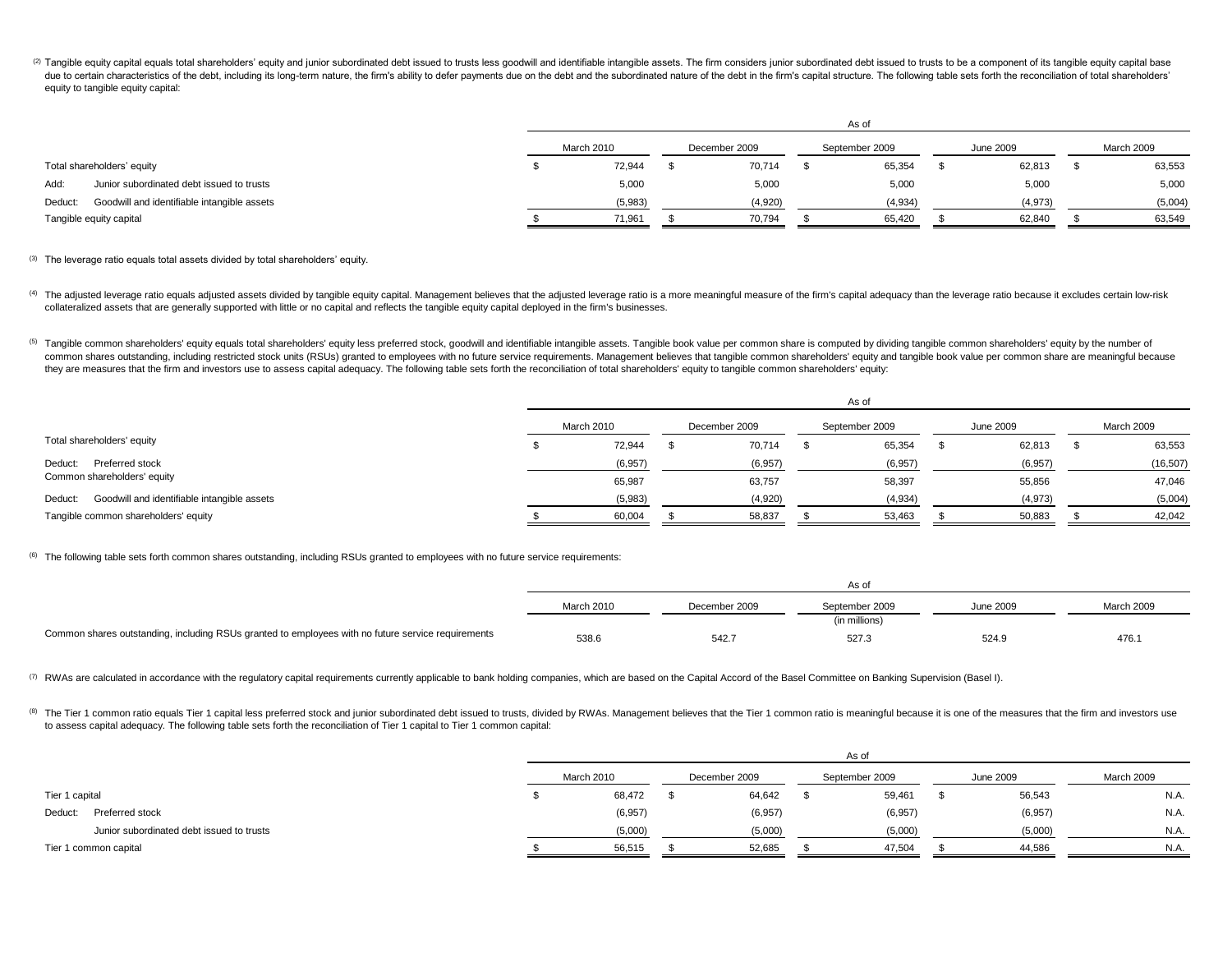(2) Tangible equity capital equals total shareholders' equity and junior subordinated debt issued to trusts less goodwill and identifiable intangible assets. The firm considers junior subordinated debt issued to trusts to be a component of its tangible equity capital base due to certain characteristics of the debt, including its long-term nature, the firm's ability to defer payments due on the debt and the subordinated nature of the debt in the firm's capital structure. The following table sets forth the reconciliation of total shareholders' equity to tangible equity capital:

| | As of | | | | |
|---|---|---|---|---|---|
| | March 2010 | December 2009 | September 2009 | June 2009 | March 2009 |
| Total shareholders' equity | $ 72,944 | $ 70,714 | $ 65,354 | $ 62,813 | $ 63,553 |
| Add: Junior subordinated debt issued to trusts | 5,000 | 5,000 | 5,000 | 5,000 | 5,000 |
| Deduct: Goodwill and identifiable intangible assets | (5,983) | (4,920) | (4,934) | (4,973) | (5,004) |
| Tangible equity capital | $ 71,961 | $ 70,794 | $ 65,420 | $ 62,840 | $ 63,549 |

(3) The leverage ratio equals total assets divided by total shareholders' equity.

(4) The adjusted leverage ratio equals adjusted assets divided by tangible equity capital. Management believes that the adjusted leverage ratio is a more meaningful measure of the firm's capital adequacy than the leverage ratio because it excludes certain low-risk collateralized assets that are generally supported with little or no capital and reflects the tangible equity capital deployed in the firm's businesses.

(5) Tangible common shareholders' equity equals total shareholders' equity less preferred stock, goodwill and identifiable intangible assets. Tangible book value per common share is computed by dividing tangible common shareholders' equity by the number of common shares outstanding, including restricted stock units (RSUs) granted to employees with no future service requirements. Management believes that tangible common shareholders' equity and tangible book value per common share are meaningful because they are measures that the firm and investors use to assess capital adequacy. The following table sets forth the reconciliation of total shareholders' equity to tangible common shareholders' equity:

| | As of | | | | |
|---|---|---|---|---|---|
| | March 2010 | December 2009 | September 2009 | June 2009 | March 2009 |
| Total shareholders' equity | $ 72,944 | $ 70,714 | $ 65,354 | $ 62,813 | $ 63,553 |
| Deduct: Preferred stock | (6,957) | (6,957) | (6,957) | (6,957) | (16,507) |
| Common shareholders' equity | 65,987 | 63,757 | 58,397 | 55,856 | 47,046 |
| Deduct: Goodwill and identifiable intangible assets | (5,983) | (4,920) | (4,934) | (4,973) | (5,004) |
| Tangible common shareholders' equity | $ 60,004 | $ 58,837 | $ 53,463 | $ 50,883 | $ 42,042 |

(6) The following table sets forth common shares outstanding, including RSUs granted to employees with no future service requirements:

| | As of | | | | |
|---|---|---|---|---|---|
| | March 2010 | December 2009 | September 2009 | June 2009 | March 2009 |
| | | | (in millions) | | |
| Common shares outstanding, including RSUs granted to employees with no future service requirements | 538.6 | 542.7 | 527.3 | 524.9 | 476.1 |

(7) RWAs are calculated in accordance with the regulatory capital requirements currently applicable to bank holding companies, which are based on the Capital Accord of the Basel Committee on Banking Supervision (Basel I).

(8) The Tier 1 common ratio equals Tier 1 capital less preferred stock and junior subordinated debt issued to trusts, divided by RWAs. Management believes that the Tier 1 common ratio is meaningful because it is one of the measures that the firm and investors use to assess capital adequacy. The following table sets forth the reconciliation of Tier 1 capital to Tier 1 common capital:

| | As of | | | | |
|---|---|---|---|---|---|
| | March 2010 | December 2009 | September 2009 | June 2009 | March 2009 |
| Tier 1 capital | $ 68,472 | $ 64,642 | $ 59,461 | $ 56,543 | N.A. |
| Deduct: Preferred stock | (6,957) | (6,957) | (6,957) | (6,957) | N.A. |
| Junior subordinated debt issued to trusts | (5,000) | (5,000) | (5,000) | (5,000) | N.A. |
| Tier 1 common capital | $ 56,515 | $ 52,685 | $ 47,504 | $ 44,586 | N.A. |